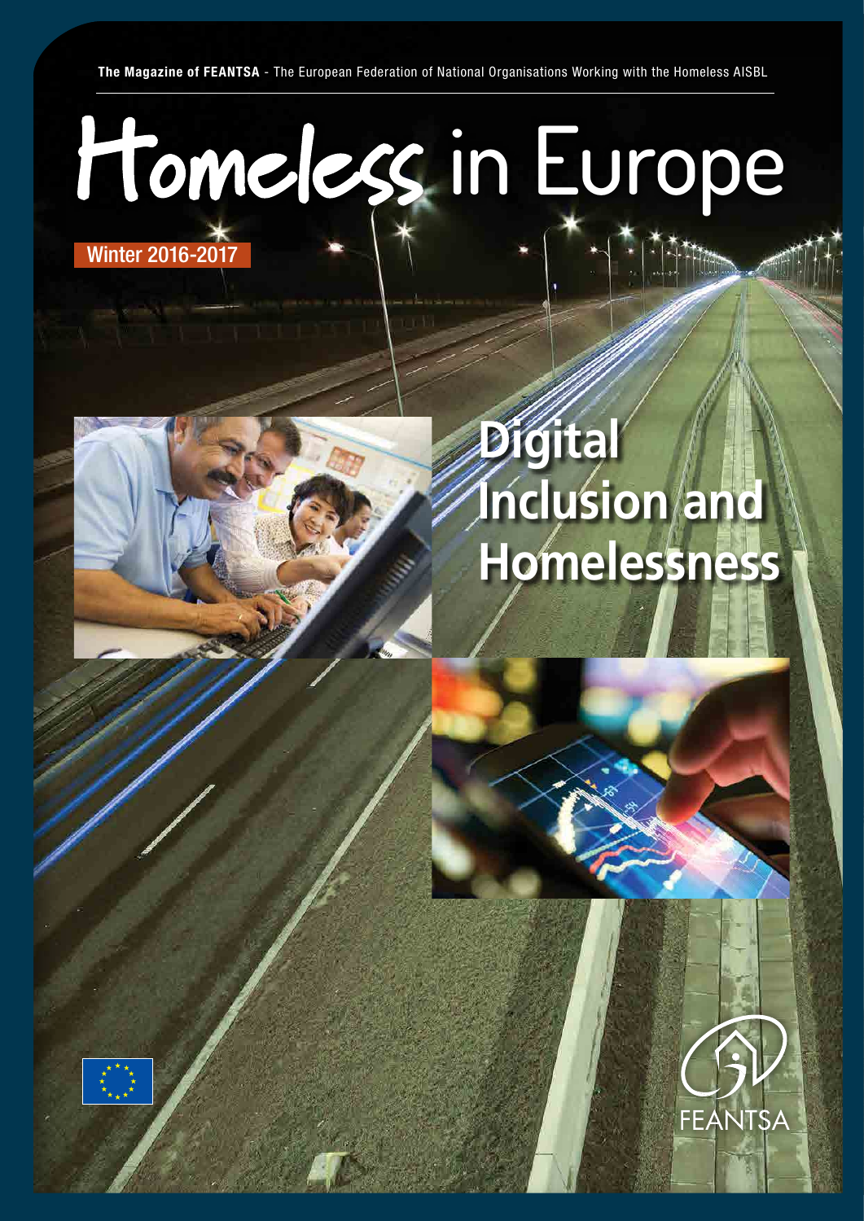**The Magazine of FEANTSA** - The European Federation of National Organisations Working with the Homeless AISBL

# Homeless in Europe

Winter 2016-2017

## Digital Inclusion and Homelessness

FEANTSA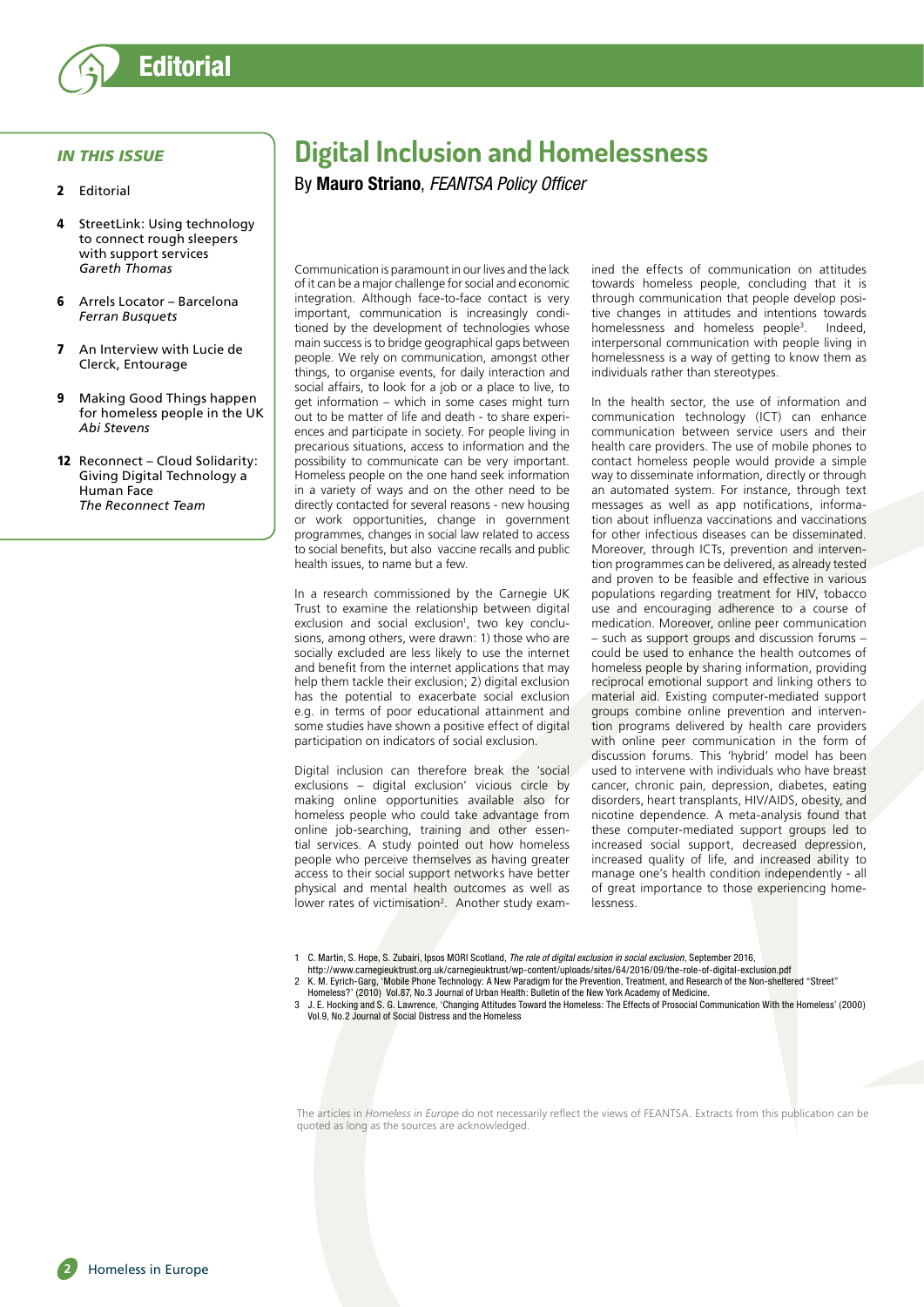# Editorial

## IN THIS ISSUE

- **2** Editorial
- **4** StreetLink: Using technology to connect rough sleepers with support services *Gareth Thomas*
- **6** Arrels Locator – Barcelona *Ferran Busquets*
- **7** An Interview with Lucie de Clerck, Entourage
- **9** Making Good Things happen for homeless people in the UK *Abi Stevens*
- **12** Reconnect – Cloud Solidarity: Giving Digital Technology a Human Face *The Reconnect Team*

# Digital Inclusion and Homelessness

By **Mauro Striano**, *FEANTSA Policy Officer*

Communication is paramount in our lives and the lack of it can be a major challenge for social and economic integration. Although face-to-face contact is very important, communication is increasingly conditioned by the development of technologies whose main success is to bridge geographical gaps between people. We rely on communication, amongst other things, to organise events, for daily interaction and social affairs, to look for a job or a place to live, to get information – which in some cases might turn out to be matter of life and death - to share experiences and participate in society. For people living in precarious situations, access to information and the possibility to communicate can be very important. Homeless people on the one hand seek information in a variety of ways and on the other need to be directly contacted for several reasons - new housing or work opportunities, change in government programmes, changes in social law related to access to social benefits, but also vaccine recalls and public health issues, to name but a few.

In a research commissioned by the Carnegie UK Trust to examine the relationship between digital exclusion and social exclusion[1], two key conclusions, among others, were drawn: 1) those who are socially excluded are less likely to use the internet and benefit from the internet applications that may help them tackle their exclusion; 2) digital exclusion has the potential to exacerbate social exclusion e.g. in terms of poor educational attainment and some studies have shown a positive effect of digital participation on indicators of social exclusion.

Digital inclusion can therefore break the 'social exclusions – digital exclusion' vicious circle by making online opportunities available also for homeless people who could take advantage from online job-searching, training and other essential services. A study pointed out how homeless people who perceive themselves as having greater access to their social support networks have better physical and mental health outcomes as well as lower rates of victimisation[2]. Another study examined the effects of communication on attitudes towards homeless people, concluding that it is through communication that people develop positive changes in attitudes and intentions towards homelessness and homeless people[3]. Indeed, interpersonal communication with people living in homelessness is a way of getting to know them as individuals rather than stereotypes.

In the health sector, the use of information and communication technology (ICT) can enhance communication between service users and their health care providers. The use of mobile phones to contact homeless people would provide a simple way to disseminate information, directly or through an automated system. For instance, through text messages as well as app notifications, information about influenza vaccinations and vaccinations for other infectious diseases can be disseminated. Moreover, through ICTs, prevention and intervention programmes can be delivered, as already tested and proven to be feasible and effective in various populations regarding treatment for HIV, tobacco use and encouraging adherence to a course of medication. Moreover, online peer communication – such as support groups and discussion forums – could be used to enhance the health outcomes of homeless people by sharing information, providing reciprocal emotional support and linking others to material aid. Existing computer-mediated support groups combine online prevention and intervention programs delivered by health care providers with online peer communication in the form of discussion forums. This 'hybrid' model has been used to intervene with individuals who have breast cancer, chronic pain, depression, diabetes, eating disorders, heart transplants, HIV/AIDS, obesity, and nicotine dependence. A meta-analysis found that these computer-mediated support groups led to increased social support, decreased depression, increased quality of life, and increased ability to manage one's health condition independently - all of great importance to those experiencing homelessness.

1 C. Martin, S. Hope, S. Zubairi, Ipsos MORI Scotland, *The role of digital exclusion in social exclusion*, September 2016, http://www.carnegieuktrust.org.uk/carnegieuktrust/wp-content/uploads/sites/64/2016/09/the-role-of-digital-exclusion.pdf

2 K. M. Eyrich-Garg, 'Mobile Phone Technology: A New Paradigm for the Prevention, Treatment, and Research of the Non-sheltered "Street" Homeless?' (2010) Vol.87, No.3 Journal of Urban Health: Bulletin of the New York Academy of Medicine.

3 J. E. Hocking and S. G. Lawrence, 'Changing Attitudes Toward the Homeless: The Effects of Prosocial Communication With the Homeless' (2000) Vol.9, No.2 Journal of Social Distress and the Homeless

The articles in *Homeless in Europe* do not necessarily reflect the views of FEANTSA. Extracts from this publication can be quoted as long as the sources are acknowledged.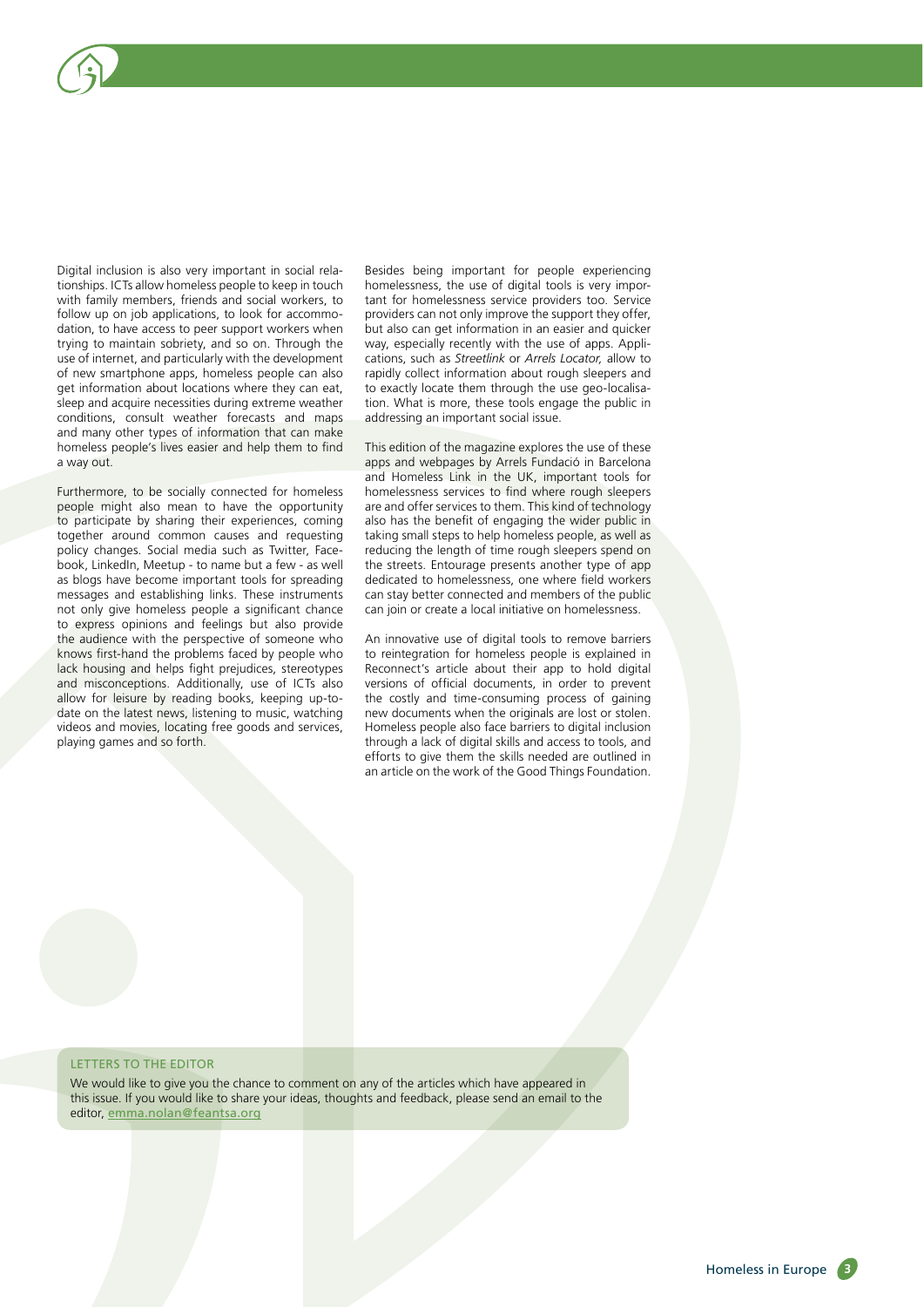Digital inclusion is also very important in social relationships. ICTs allow homeless people to keep in touch with family members, friends and social workers, to follow up on job applications, to look for accommodation, to have access to peer support workers when trying to maintain sobriety, and so on. Through the use of internet, and particularly with the development of new smartphone apps, homeless people can also get information about locations where they can eat, sleep and acquire necessities during extreme weather conditions, consult weather forecasts and maps and many other types of information that can make homeless people's lives easier and help them to find a way out.

Furthermore, to be socially connected for homeless people might also mean to have the opportunity to participate by sharing their experiences, coming together around common causes and requesting policy changes. Social media such as Twitter, Facebook, LinkedIn, Meetup - to name but a few - as well as blogs have become important tools for spreading messages and establishing links. These instruments not only give homeless people a significant chance to express opinions and feelings but also provide the audience with the perspective of someone who knows first-hand the problems faced by people who lack housing and helps fight prejudices, stereotypes and misconceptions. Additionally, use of ICTs also allow for leisure by reading books, keeping up-to-date on the latest news, listening to music, watching videos and movies, locating free goods and services, playing games and so forth.

Besides being important for people experiencing homelessness, the use of digital tools is very important for homelessness service providers too. Service providers can not only improve the support they offer, but also can get information in an easier and quicker way, especially recently with the use of apps. Applications, such as *Streetlink* or *Arrels Locator,* allow to rapidly collect information about rough sleepers and to exactly locate them through the use geo-localisation. What is more, these tools engage the public in addressing an important social issue.

This edition of the magazine explores the use of these apps and webpages by Arrels Fundació in Barcelona and Homeless Link in the UK, important tools for homelessness services to find where rough sleepers are and offer services to them. This kind of technology also has the benefit of engaging the wider public in taking small steps to help homeless people, as well as reducing the length of time rough sleepers spend on the streets. Entourage presents another type of app dedicated to homelessness, one where field workers can stay better connected and members of the public can join or create a local initiative on homelessness.

An innovative use of digital tools to remove barriers to reintegration for homeless people is explained in Reconnect's article about their app to hold digital versions of official documents, in order to prevent the costly and time-consuming process of gaining new documents when the originals are lost or stolen. Homeless people also face barriers to digital inclusion through a lack of digital skills and access to tools, and efforts to give them the skills needed are outlined in an article on the work of the Good Things Foundation.

## LETTERS TO THE EDITOR

We would like to give you the chance to comment on any of the articles which have appeared in this issue. If you would like to share your ideas, thoughts and feedback, please send an email to the editor, emma.nolan@feantsa.org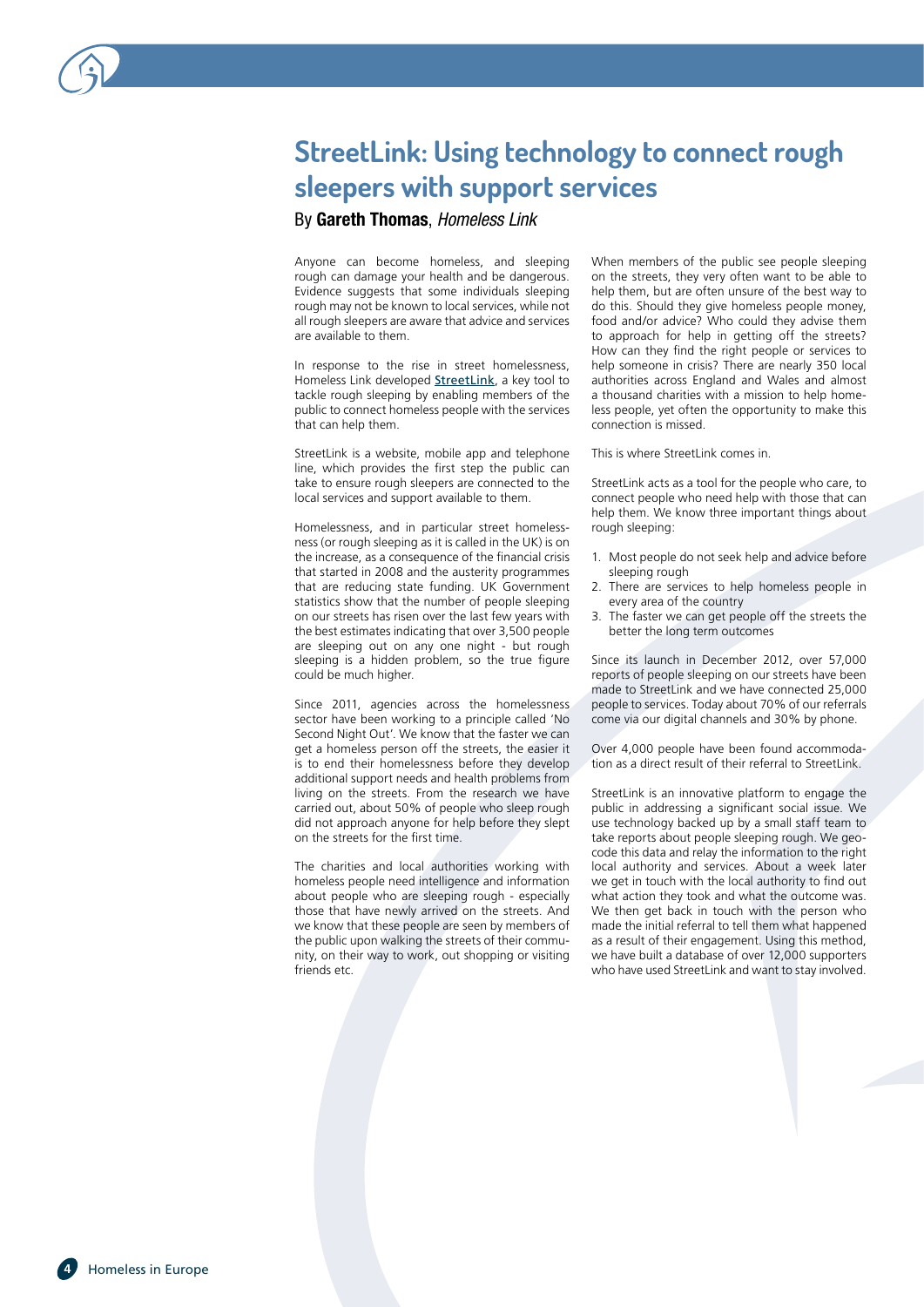# StreetLink: Using technology to connect rough sleepers with support services

By **Gareth Thomas**, *Homeless Link*

Anyone can become homeless, and sleeping rough can damage your health and be dangerous. Evidence suggests that some individuals sleeping rough may not be known to local services, while not all rough sleepers are aware that advice and services are available to them.

In response to the rise in street homelessness, Homeless Link developed StreetLink, a key tool to tackle rough sleeping by enabling members of the public to connect homeless people with the services that can help them.

StreetLink is a website, mobile app and telephone line, which provides the first step the public can take to ensure rough sleepers are connected to the local services and support available to them.

Homelessness, and in particular street homelessness (or rough sleeping as it is called in the UK) is on the increase, as a consequence of the financial crisis that started in 2008 and the austerity programmes that are reducing state funding. UK Government statistics show that the number of people sleeping on our streets has risen over the last few years with the best estimates indicating that over 3,500 people are sleeping out on any one night - but rough sleeping is a hidden problem, so the true figure could be much higher.

Since 2011, agencies across the homelessness sector have been working to a principle called 'No Second Night Out'. We know that the faster we can get a homeless person off the streets, the easier it is to end their homelessness before they develop additional support needs and health problems from living on the streets. From the research we have carried out, about 50% of people who sleep rough did not approach anyone for help before they slept on the streets for the first time.

The charities and local authorities working with homeless people need intelligence and information about people who are sleeping rough - especially those that have newly arrived on the streets. And we know that these people are seen by members of the public upon walking the streets of their community, on their way to work, out shopping or visiting friends etc.

When members of the public see people sleeping on the streets, they very often want to be able to help them, but are often unsure of the best way to do this. Should they give homeless people money, food and/or advice? Who could they advise them to approach for help in getting off the streets? How can they find the right people or services to help someone in crisis? There are nearly 350 local authorities across England and Wales and almost a thousand charities with a mission to help homeless people, yet often the opportunity to make this connection is missed.

This is where StreetLink comes in.

StreetLink acts as a tool for the people who care, to connect people who need help with those that can help them. We know three important things about rough sleeping:

1. Most people do not seek help and advice before sleeping rough
2. There are services to help homeless people in every area of the country
3. The faster we can get people off the streets the better the long term outcomes

Since its launch in December 2012, over 57,000 reports of people sleeping on our streets have been made to StreetLink and we have connected 25,000 people to services. Today about 70% of our referrals come via our digital channels and 30% by phone.

Over 4,000 people have been found accommodation as a direct result of their referral to StreetLink.

StreetLink is an innovative platform to engage the public in addressing a significant social issue. We use technology backed up by a small staff team to take reports about people sleeping rough. We geocode this data and relay the information to the right local authority and services. About a week later we get in touch with the local authority to find out what action they took and what the outcome was. We then get back in touch with the person who made the initial referral to tell them what happened as a result of their engagement. Using this method, we have built a database of over 12,000 supporters who have used StreetLink and want to stay involved.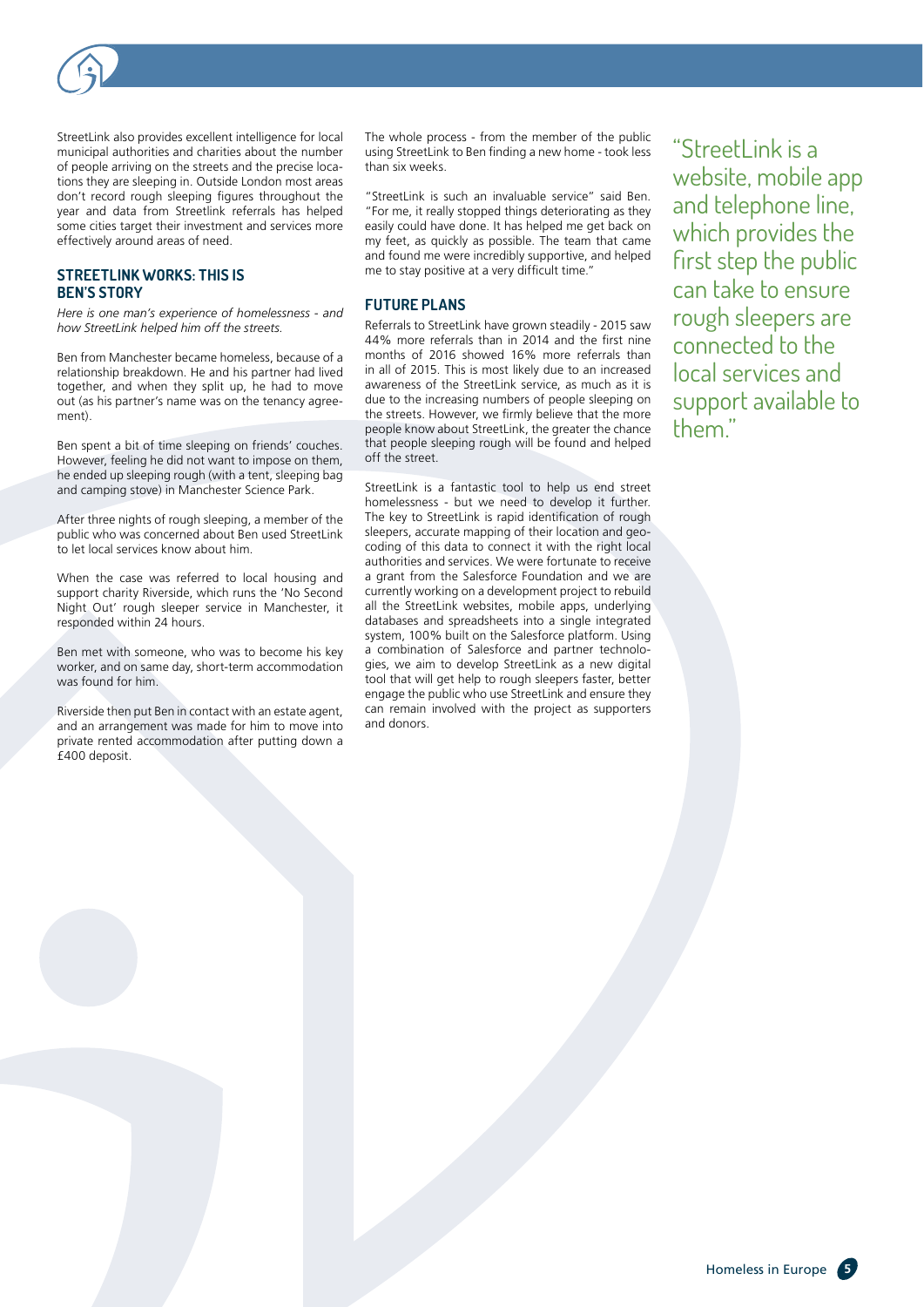StreetLink also provides excellent intelligence for local municipal authorities and charities about the number of people arriving on the streets and the precise locations they are sleeping in. Outside London most areas don't record rough sleeping figures throughout the year and data from Streetlink referrals has helped some cities target their investment and services more effectively around areas of need.

## STREETLINK WORKS: THIS IS BEN'S STORY

*Here is one man's experience of homelessness - and how StreetLink helped him off the streets.*

Ben from Manchester became homeless, because of a relationship breakdown. He and his partner had lived together, and when they split up, he had to move out (as his partner's name was on the tenancy agreement).

Ben spent a bit of time sleeping on friends' couches. However, feeling he did not want to impose on them, he ended up sleeping rough (with a tent, sleeping bag and camping stove) in Manchester Science Park.

After three nights of rough sleeping, a member of the public who was concerned about Ben used StreetLink to let local services know about him.

When the case was referred to local housing and support charity Riverside, which runs the 'No Second Night Out' rough sleeper service in Manchester, it responded within 24 hours.

Ben met with someone, who was to become his key worker, and on same day, short-term accommodation was found for him.

Riverside then put Ben in contact with an estate agent, and an arrangement was made for him to move into private rented accommodation after putting down a £400 deposit.

The whole process - from the member of the public using StreetLink to Ben finding a new home - took less than six weeks.

"StreetLink is such an invaluable service" said Ben. "For me, it really stopped things deteriorating as they easily could have done. It has helped me get back on my feet, as quickly as possible. The team that came and found me were incredibly supportive, and helped me to stay positive at a very difficult time."

## FUTURE PLANS

Referrals to StreetLink have grown steadily - 2015 saw 44% more referrals than in 2014 and the first nine months of 2016 showed 16% more referrals than in all of 2015. This is most likely due to an increased awareness of the StreetLink service, as much as it is due to the increasing numbers of people sleeping on the streets. However, we firmly believe that the more people know about StreetLink, the greater the chance that people sleeping rough will be found and helped off the street.

StreetLink is a fantastic tool to help us end street homelessness - but we need to develop it further. The key to StreetLink is rapid identification of rough sleepers, accurate mapping of their location and geocoding of this data to connect it with the right local authorities and services. We were fortunate to receive a grant from the Salesforce Foundation and we are currently working on a development project to rebuild all the StreetLink websites, mobile apps, underlying databases and spreadsheets into a single integrated system, 100% built on the Salesforce platform. Using a combination of Salesforce and partner technologies, we aim to develop StreetLink as a new digital tool that will get help to rough sleepers faster, better engage the public who use StreetLink and ensure they can remain involved with the project as supporters and donors.

> "StreetLink is a website, mobile app and telephone line, which provides the first step the public can take to ensure rough sleepers are connected to the local services and support available to them."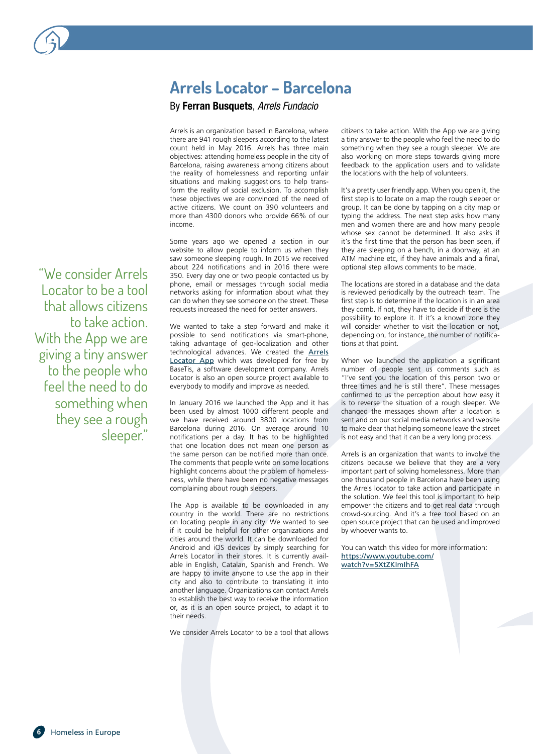# Arrels Locator – Barcelona

By **Ferran Busquets**, *Arrels Fundacio*

Arrels is an organization based in Barcelona, where there are 941 rough sleepers according to the latest count held in May 2016. Arrels has three main objectives: attending homeless people in the city of Barcelona, raising awareness among citizens about the reality of homelessness and reporting unfair situations and making suggestions to help transform the reality of social exclusion. To accomplish these objectives we are convinced of the need of active citizens. We count on 390 volunteers and more than 4300 donors who provide 66% of our income.

Some years ago we opened a section in our website to allow people to inform us when they saw someone sleeping rough. In 2015 we received about 224 notifications and in 2016 there were 350. Every day one or two people contacted us by phone, email or messages through social media networks asking for information about what they can do when they see someone on the street. These requests increased the need for better answers.

We wanted to take a step forward and make it possible to send notifications via smart-phone, taking advantage of geo-localization and other technological advances. We created the Arrels Locator App which was developed for free by BaseTis, a software development company. Arrels Locator is also an open source project available to everybody to modify and improve as needed.

In January 2016 we launched the App and it has been used by almost 1000 different people and we have received around 3800 locations from Barcelona during 2016. On average around 10 notifications per a day. It has to be highlighted that one location does not mean one person as the same person can be notified more than once. The comments that people write on some locations highlight concerns about the problem of homelessness, while there have been no negative messages complaining about rough sleepers.

The App is available to be downloaded in any country in the world. There are no restrictions on locating people in any city. We wanted to see if it could be helpful for other organizations and cities around the world. It can be downloaded for Android and iOS devices by simply searching for Arrels Locator in their stores. It is currently available in English, Catalan, Spanish and French. We are happy to invite anyone to use the app in their city and also to contribute to translating it into another language. Organizations can contact Arrels to establish the best way to receive the information or, as it is an open source project, to adapt it to their needs.

We consider Arrels Locator to be a tool that allows citizens to take action. With the App we are giving a tiny answer to the people who feel the need to do something when they see a rough sleeper. We are also working on more steps towards giving more feedback to the application users and to validate the locations with the help of volunteers.

> "We consider Arrels Locator to be a tool that allows citizens to take action. With the App we are giving a tiny answer to the people who feel the need to do something when they see a rough sleeper."

It's a pretty user friendly app. When you open it, the first step is to locate on a map the rough sleeper or group. It can be done by tapping on a city map or typing the address. The next step asks how many men and women there are and how many people whose sex cannot be determined. It also asks if it's the first time that the person has been seen, if they are sleeping on a bench, in a doorway, at an ATM machine etc, if they have animals and a final, optional step allows comments to be made.

The locations are stored in a database and the data is reviewed periodically by the outreach team. The first step is to determine if the location is in an area they comb. If not, they have to decide if there is the possibility to explore it. If it's a known zone they will consider whether to visit the location or not, depending on, for instance, the number of notifications at that point.

When we launched the application a significant number of people sent us comments such as "I've sent you the location of this person two or three times and he is still there". These messages confirmed to us the perception about how easy it is to reverse the situation of a rough sleeper. We changed the messages shown after a location is sent and on our social media networks and website to make clear that helping someone leave the street is not easy and that it can be a very long process.

Arrels is an organization that wants to involve the citizens because we believe that they are a very important part of solving homelessness. More than one thousand people in Barcelona have been using the Arrels locator to take action and participate in the solution. We feel this tool is important to help empower the citizens and to get real data through crowd-sourcing. And it's a free tool based on an open source project that can be used and improved by whoever wants to.

You can watch this video for more information: https://www.youtube.com/watch?v=5XtZKImIhFA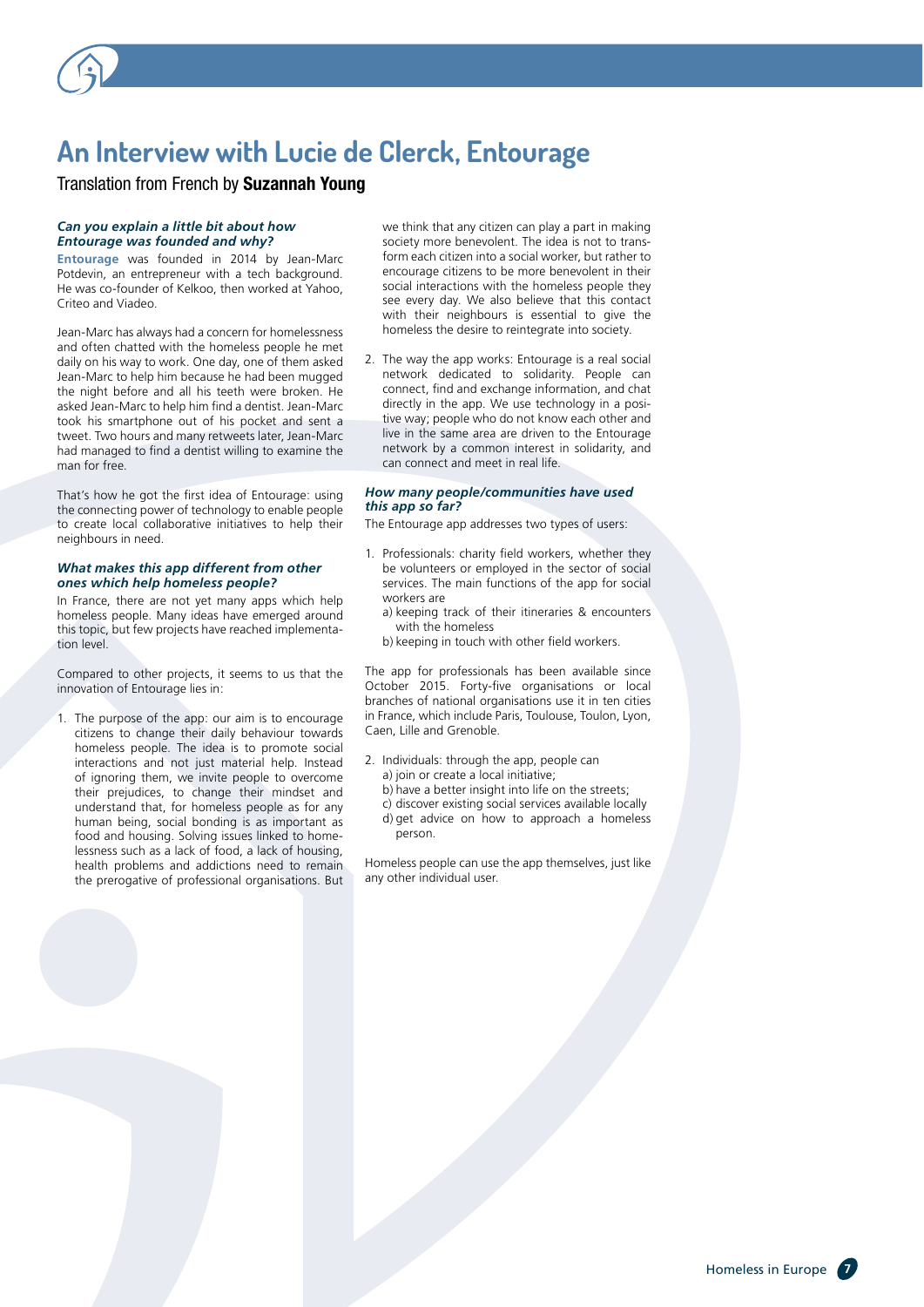# An Interview with Lucie de Clerck, Entourage

Translation from French by **Suzannah Young**

***Can you explain a little bit about how Entourage was founded and why?***

**Entourage** was founded in 2014 by Jean-Marc Potdevin, an entrepreneur with a tech background. He was co-founder of Kelkoo, then worked at Yahoo, Criteo and Viadeo.

Jean-Marc has always had a concern for homelessness and often chatted with the homeless people he met daily on his way to work. One day, one of them asked Jean-Marc to help him because he had been mugged the night before and all his teeth were broken. He asked Jean-Marc to help him find a dentist. Jean-Marc took his smartphone out of his pocket and sent a tweet. Two hours and many retweets later, Jean-Marc had managed to find a dentist willing to examine the man for free.

That's how he got the first idea of Entourage: using the connecting power of technology to enable people to create local collaborative initiatives to help their neighbours in need.

***What makes this app different from other ones which help homeless people?***

In France, there are not yet many apps which help homeless people. Many ideas have emerged around this topic, but few projects have reached implementation level.

Compared to other projects, it seems to us that the innovation of Entourage lies in:

1. The purpose of the app: our aim is to encourage citizens to change their daily behaviour towards homeless people. The idea is to promote social interactions and not just material help. Instead of ignoring them, we invite people to overcome their prejudices, to change their mindset and understand that, for homeless people as for any human being, social bonding is as important as food and housing. Solving issues linked to homelessness such as a lack of food, a lack of housing, health problems and addictions need to remain the prerogative of professional organisations. But we think that any citizen can play a part in making society more benevolent. The idea is not to transform each citizen into a social worker, but rather to encourage citizens to be more benevolent in their social interactions with the homeless people they see every day. We also believe that this contact with their neighbours is essential to give the homeless the desire to reintegrate into society.
2. The way the app works: Entourage is a real social network dedicated to solidarity. People can connect, find and exchange information, and chat directly in the app. We use technology in a positive way; people who do not know each other and live in the same area are driven to the Entourage network by a common interest in solidarity, and can connect and meet in real life.

***How many people/communities have used this app so far?***

The Entourage app addresses two types of users:

1. Professionals: charity field workers, whether they be volunteers or employed in the sector of social services. The main functions of the app for social workers are
   a) keeping track of their itineraries & encounters with the homeless
   b) keeping in touch with other field workers.

The app for professionals has been available since October 2015. Forty-five organisations or local branches of national organisations use it in ten cities in France, which include Paris, Toulouse, Toulon, Lyon, Caen, Lille and Grenoble.

2. Individuals: through the app, people can
   a) join or create a local initiative;
   b) have a better insight into life on the streets;
   c) discover existing social services available locally
   d) get advice on how to approach a homeless person.

Homeless people can use the app themselves, just like any other individual user.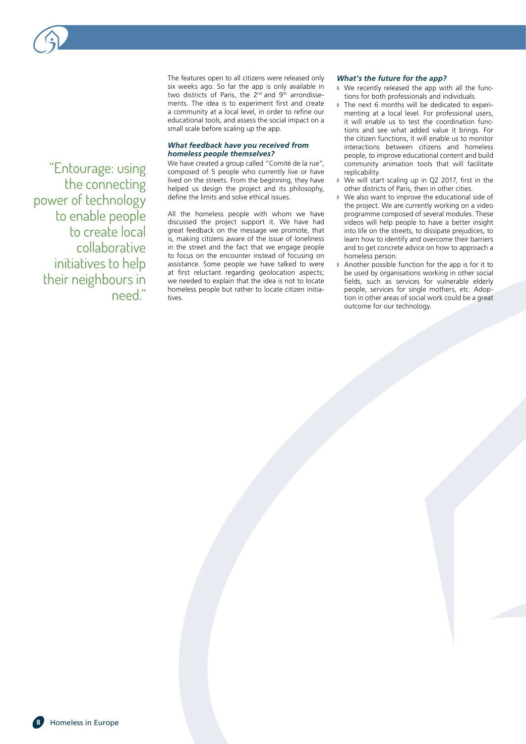> "Entourage: using the connecting power of technology to enable people to create local collaborative initiatives to help their neighbours in need."

The features open to all citizens were released only six weeks ago. So far the app is only available in two districts of Paris, the 2nd and 9th arrondissements. The idea is to experiment first and create a community at a local level, in order to refine our educational tools, and assess the social impact on a small scale before scaling up the app.

### *What feedback have you received from homeless people themselves?*

We have created a group called "Comité de la rue", composed of 5 people who currently live or have lived on the streets. From the beginning, they have helped us design the project and its philosophy, define the limits and solve ethical issues.

All the homeless people with whom we have discussed the project support it. We have had great feedback on the message we promote, that is, making citizens aware of the issue of loneliness in the street and the fact that we engage people to focus on the encounter instead of focusing on assistance. Some people we have talked to were at first reluctant regarding geolocation aspects; we needed to explain that the idea is not to locate homeless people but rather to locate citizen initiatives.

### *What's the future for the app?*

- We recently released the app with all the functions for both professionals and individuals.
- The next 6 months will be dedicated to experimenting at a local level. For professional users, it will enable us to test the coordination functions and see what added value it brings. For the citizen functions, it will enable us to monitor interactions between citizens and homeless people, to improve educational content and build community animation tools that will facilitate replicability.
- We will start scaling up in Q2 2017, first in the other districts of Paris, then in other cities.
- We also want to improve the educational side of the project. We are currently working on a video programme composed of several modules. These videos will help people to have a better insight into life on the streets, to dissipate prejudices, to learn how to identify and overcome their barriers and to get concrete advice on how to approach a homeless person.
- Another possible function for the app is for it to be used by organisations working in other social fields, such as services for vulnerable elderly people, services for single mothers, etc. Adoption in other areas of social work could be a great outcome for our technology.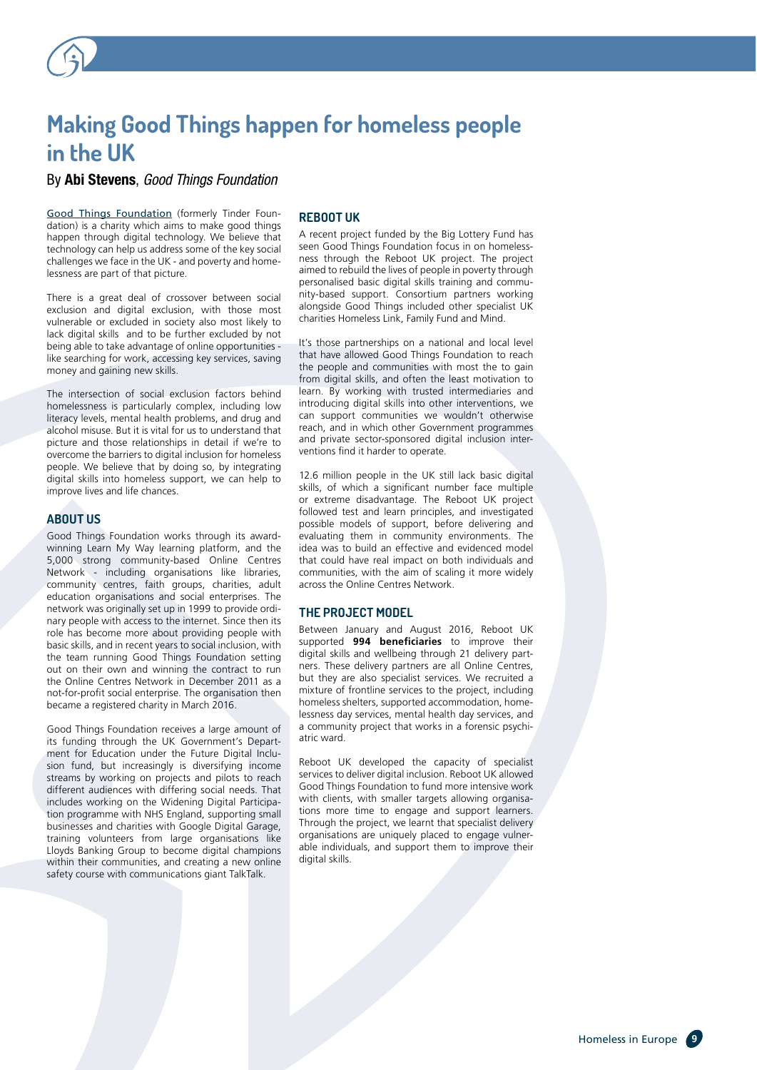# Making Good Things happen for homeless people in the UK

By **Abi Stevens**, *Good Things Foundation*

Good Things Foundation (formerly Tinder Foundation) is a charity which aims to make good things happen through digital technology. We believe that technology can help us address some of the key social challenges we face in the UK - and poverty and homelessness are part of that picture.

There is a great deal of crossover between social exclusion and digital exclusion, with those most vulnerable or excluded in society also most likely to lack digital skills and to be further excluded by not being able to take advantage of online opportunities - like searching for work, accessing key services, saving money and gaining new skills.

The intersection of social exclusion factors behind homelessness is particularly complex, including low literacy levels, mental health problems, and drug and alcohol misuse. But it is vital for us to understand that picture and those relationships in detail if we're to overcome the barriers to digital inclusion for homeless people. We believe that by doing so, by integrating digital skills into homeless support, we can help to improve lives and life chances.

## ABOUT US

Good Things Foundation works through its award-winning Learn My Way learning platform, and the 5,000 strong community-based Online Centres Network - including organisations like libraries, community centres, faith groups, charities, adult education organisations and social enterprises. The network was originally set up in 1999 to provide ordinary people with access to the internet. Since then its role has become more about providing people with basic skills, and in recent years to social inclusion, with the team running Good Things Foundation setting out on their own and winning the contract to run the Online Centres Network in December 2011 as a not-for-profit social enterprise. The organisation then became a registered charity in March 2016.

Good Things Foundation receives a large amount of its funding through the UK Government's Department for Education under the Future Digital Inclusion fund, but increasingly is diversifying income streams by working on projects and pilots to reach different audiences with differing social needs. That includes working on the Widening Digital Participation programme with NHS England, supporting small businesses and charities with Google Digital Garage, training volunteers from large organisations like Lloyds Banking Group to become digital champions within their communities, and creating a new online safety course with communications giant TalkTalk.

## REBOOT UK

A recent project funded by the Big Lottery Fund has seen Good Things Foundation focus in on homelessness through the Reboot UK project. The project aimed to rebuild the lives of people in poverty through personalised basic digital skills training and community-based support. Consortium partners working alongside Good Things included other specialist UK charities Homeless Link, Family Fund and Mind.

It's those partnerships on a national and local level that have allowed Good Things Foundation to reach the people and communities with most the to gain from digital skills, and often the least motivation to learn. By working with trusted intermediaries and introducing digital skills into other interventions, we can support communities we wouldn't otherwise reach, and in which other Government programmes and private sector-sponsored digital inclusion interventions find it harder to operate.

12.6 million people in the UK still lack basic digital skills, of which a significant number face multiple or extreme disadvantage. The Reboot UK project followed test and learn principles, and investigated possible models of support, before delivering and evaluating them in community environments. The idea was to build an effective and evidenced model that could have real impact on both individuals and communities, with the aim of scaling it more widely across the Online Centres Network.

## THE PROJECT MODEL

Between January and August 2016, Reboot UK supported **994 beneficiaries** to improve their digital skills and wellbeing through 21 delivery partners. These delivery partners are all Online Centres, but they are also specialist services. We recruited a mixture of frontline services to the project, including homeless shelters, supported accommodation, homelessness day services, mental health day services, and a community project that works in a forensic psychiatric ward.

Reboot UK developed the capacity of specialist services to deliver digital inclusion. Reboot UK allowed Good Things Foundation to fund more intensive work with clients, with smaller targets allowing organisations more time to engage and support learners. Through the project, we learnt that specialist delivery organisations are uniquely placed to engage vulnerable individuals, and support them to improve their digital skills.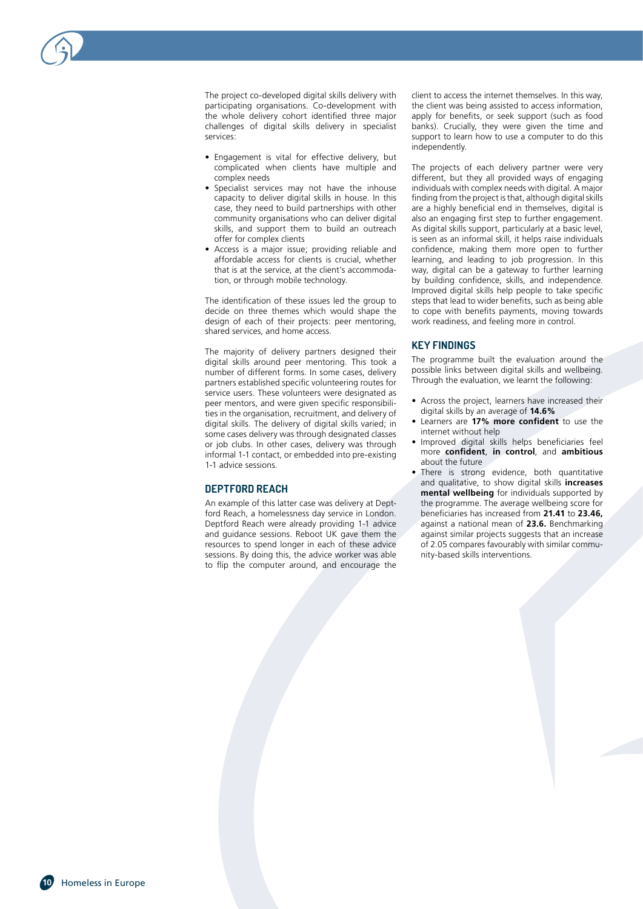The project co-developed digital skills delivery with participating organisations. Co-development with the whole delivery cohort identified three major challenges of digital skills delivery in specialist services:

- Engagement is vital for effective delivery, but complicated when clients have multiple and complex needs
- Specialist services may not have the inhouse capacity to deliver digital skills in house. In this case, they need to build partnerships with other community organisations who can deliver digital skills, and support them to build an outreach offer for complex clients
- Access is a major issue; providing reliable and affordable access for clients is crucial, whether that is at the service, at the client's accommodation, or through mobile technology.

The identification of these issues led the group to decide on three themes which would shape the design of each of their projects: peer mentoring, shared services, and home access.

The majority of delivery partners designed their digital skills around peer mentoring. This took a number of different forms. In some cases, delivery partners established specific volunteering routes for service users. These volunteers were designated as peer mentors, and were given specific responsibilities in the organisation, recruitment, and delivery of digital skills. The delivery of digital skills varied; in some cases delivery was through designated classes or job clubs. In other cases, delivery was through informal 1-1 contact, or embedded into pre-existing 1-1 advice sessions.

## DEPTFORD REACH

An example of this latter case was delivery at Deptford Reach, a homelessness day service in London. Deptford Reach were already providing 1-1 advice and guidance sessions. Reboot UK gave them the resources to spend longer in each of these advice sessions. By doing this, the advice worker was able to flip the computer around, and encourage the client to access the internet themselves. In this way, the client was being assisted to access information, apply for benefits, or seek support (such as food banks). Crucially, they were given the time and support to learn how to use a computer to do this independently.

The projects of each delivery partner were very different, but they all provided ways of engaging individuals with complex needs with digital. A major finding from the project is that, although digital skills are a highly beneficial end in themselves, digital is also an engaging first step to further engagement. As digital skills support, particularly at a basic level, is seen as an informal skill, it helps raise individuals confidence, making them more open to further learning, and leading to job progression. In this way, digital can be a gateway to further learning by building confidence, skills, and independence. Improved digital skills help people to take specific steps that lead to wider benefits, such as being able to cope with benefits payments, moving towards work readiness, and feeling more in control.

## KEY FINDINGS

The programme built the evaluation around the possible links between digital skills and wellbeing. Through the evaluation, we learnt the following:

- Across the project, learners have increased their digital skills by an average of **14.6%**
- Learners are **17% more confident** to use the internet without help
- Improved digital skills helps beneficiaries feel more **confident**, **in control**, and **ambitious** about the future
- There is strong evidence, both quantitative and qualitative, to show digital skills **increases mental wellbeing** for individuals supported by the programme. The average wellbeing score for beneficiaries has increased from **21.41** to **23.46,** against a national mean of **23.6.** Benchmarking against similar projects suggests that an increase of 2.05 compares favourably with similar community-based skills interventions.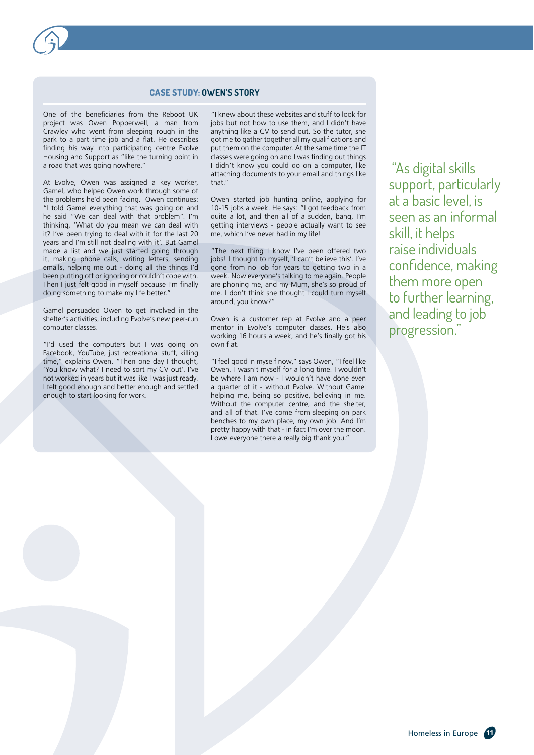## CASE STUDY: OWEN'S STORY

One of the beneficiaries from the Reboot UK project was Owen Popperwell, a man from Crawley who went from sleeping rough in the park to a part time job and a flat. He describes finding his way into participating centre Evolve Housing and Support as "like the turning point in a road that was going nowhere."

At Evolve, Owen was assigned a key worker, Gamel, who helped Owen work through some of the problems he'd been facing. Owen continues: "I told Gamel everything that was going on and he said "We can deal with that problem". I'm thinking, 'What do you mean we can deal with it? I've been trying to deal with it for the last 20 years and I'm still not dealing with it'. But Gamel made a list and we just started going through it, making phone calls, writing letters, sending emails, helping me out - doing all the things I'd been putting off or ignoring or couldn't cope with. Then I just felt good in myself because I'm finally doing something to make my life better."

Gamel persuaded Owen to get involved in the shelter's activities, including Evolve's new peer-run computer classes.

"I'd used the computers but I was going on Facebook, YouTube, just recreational stuff, killing time," explains Owen. "Then one day I thought, 'You know what? I need to sort my CV out'. I've not worked in years but it was like I was just ready. I felt good enough and better enough and settled enough to start looking for work.

"I knew about these websites and stuff to look for jobs but not how to use them, and I didn't have anything like a CV to send out. So the tutor, she got me to gather together all my qualifications and put them on the computer. At the same time the IT classes were going on and I was finding out things I didn't know you could do on a computer, like attaching documents to your email and things like that."

Owen started job hunting online, applying for 10-15 jobs a week. He says: "I got feedback from quite a lot, and then all of a sudden, bang, I'm getting interviews - people actually want to see me, which I've never had in my life!

"The next thing I know I've been offered two jobs! I thought to myself, 'I can't believe this'. I've gone from no job for years to getting two in a week. Now everyone's talking to me again. People are phoning me, and my Mum, she's so proud of me. I don't think she thought I could turn myself around, you know?"

Owen is a customer rep at Evolve and a peer mentor in Evolve's computer classes. He's also working 16 hours a week, and he's finally got his own flat.

"I feel good in myself now," says Owen, "I feel like Owen. I wasn't myself for a long time. I wouldn't be where I am now - I wouldn't have done even a quarter of it - without Evolve. Without Gamel helping me, being so positive, believing in me. Without the computer centre, and the shelter, and all of that. I've come from sleeping on park benches to my own place, my own job. And I'm pretty happy with that - in fact I'm over the moon. I owe everyone there a really big thank you."

> "As digital skills support, particularly at a basic level, is seen as an informal skill, it helps raise individuals confidence, making them more open to further learning, and leading to job progression."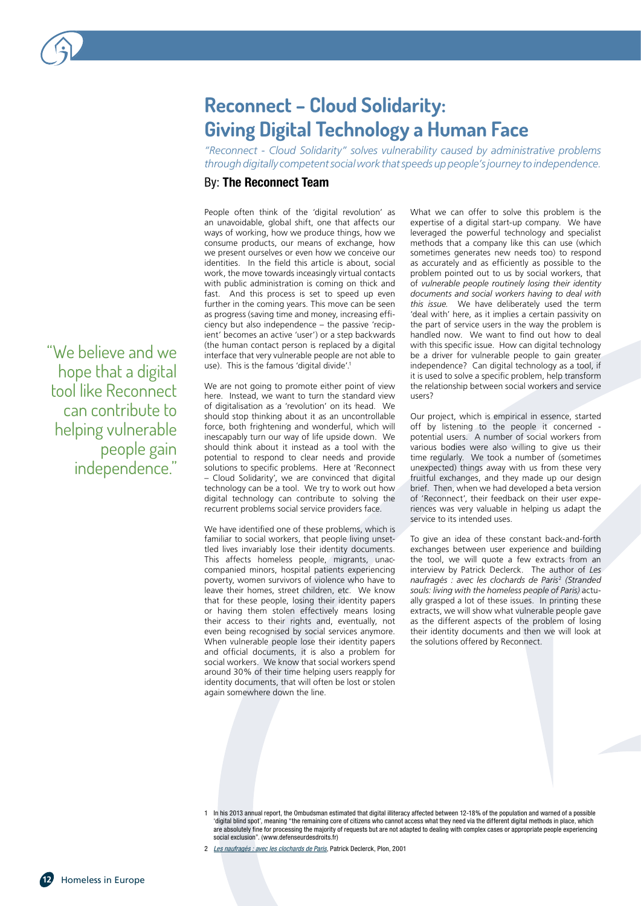# Reconnect – Cloud Solidarity: Giving Digital Technology a Human Face

*"Reconnect - Cloud Solidarity" solves vulnerability caused by administrative problems through digitally competent social work that speeds up people's journey to independence.*

By: **The Reconnect Team**

People often think of the 'digital revolution' as an unavoidable, global shift, one that affects our ways of working, how we produce things, how we consume products, our means of exchange, how we present ourselves or even how we conceive our identities. In the field this article is about, social work, the move towards inceasingly virtual contacts with public administration is coming on thick and fast. And this process is set to speed up even further in the coming years. This move can be seen as progress (saving time and money, increasing efficiency but also independence – the passive 'recipient' becomes an active 'user') or a step backwards (the human contact person is replaced by a digital interface that very vulnerable people are not able to use). This is the famous 'digital divide'.[1]

> "We believe and we hope that a digital tool like Reconnect can contribute to helping vulnerable people gain independence."

We are not going to promote either point of view here. Instead, we want to turn the standard view of digitalisation as a 'revolution' on its head. We should stop thinking about it as an uncontrollable force, both frightening and wonderful, which will inescapably turn our way of life upside down. We should think about it instead as a tool with the potential to respond to clear needs and provide solutions to specific problems. Here at 'Reconnect – Cloud Solidarity', we are convinced that digital technology can be a tool. We try to work out how digital technology can contribute to solving the recurrent problems social service providers face.

We have identified one of these problems, which is familiar to social workers, that people living unsettled lives invariably lose their identity documents. This affects homeless people, migrants, unaccompanied minors, hospital patients experiencing poverty, women survivors of violence who have to leave their homes, street children, etc. We know that for these people, losing their identity papers or having them stolen effectively means losing their access to their rights and, eventually, not even being recognised by social services anymore. When vulnerable people lose their identity papers and official documents, it is also a problem for social workers. We know that social workers spend around 30% of their time helping users reapply for identity documents, that will often be lost or stolen again somewhere down the line.

What we can offer to solve this problem is the expertise of a digital start-up company. We have leveraged the powerful technology and specialist methods that a company like this can use (which sometimes generates new needs too) to respond as accurately and as efficiently as possible to the problem pointed out to us by social workers, that of *vulnerable people routinely losing their identity documents and social workers having to deal with this issue.* We have deliberately used the term 'deal with' here, as it implies a certain passivity on the part of service users in the way the problem is handled now. We want to find out how to deal with this specific issue. How can digital technology be a driver for vulnerable people to gain greater independence? Can digital technology as a tool, if it is used to solve a specific problem, help transform the relationship between social workers and service users?

Our project, which is empirical in essence, started off by listening to the people it concerned - potential users. A number of social workers from various bodies were also willing to give us their time regularly. We took a number of (sometimes unexpected) things away with us from these very fruitful exchanges, and they made up our design brief. Then, when we had developed a beta version of 'Reconnect', their feedback on their user experiences was very valuable in helping us adapt the service to its intended uses.

To give an idea of these constant back-and-forth exchanges between user experience and building the tool, we will quote a few extracts from an interview by Patrick Declerck. The author of *Les naufragés : avec les clochards de Paris*[2] *(Stranded souls: living with the homeless people of Paris)* actually grasped a lot of these issues. In printing these extracts, we will show what vulnerable people gave as the different aspects of the problem of losing their identity documents and then we will look at the solutions offered by Reconnect.

---

1 In his 2013 annual report, the Ombudsman estimated that digital illiteracy affected between 12-18% of the population and warned of a possible 'digital blind spot', meaning "the remaining core of citizens who cannot access what they need via the different digital methods in place, which are absolutely fine for processing the majority of requests but are not adapted to dealing with complex cases or appropriate people experiencing social exclusion". (www.defenseurdesdroits.fr)

2 *Les naufragés : avec les clochards de Paris*, Patrick Declerck, Plon, 2001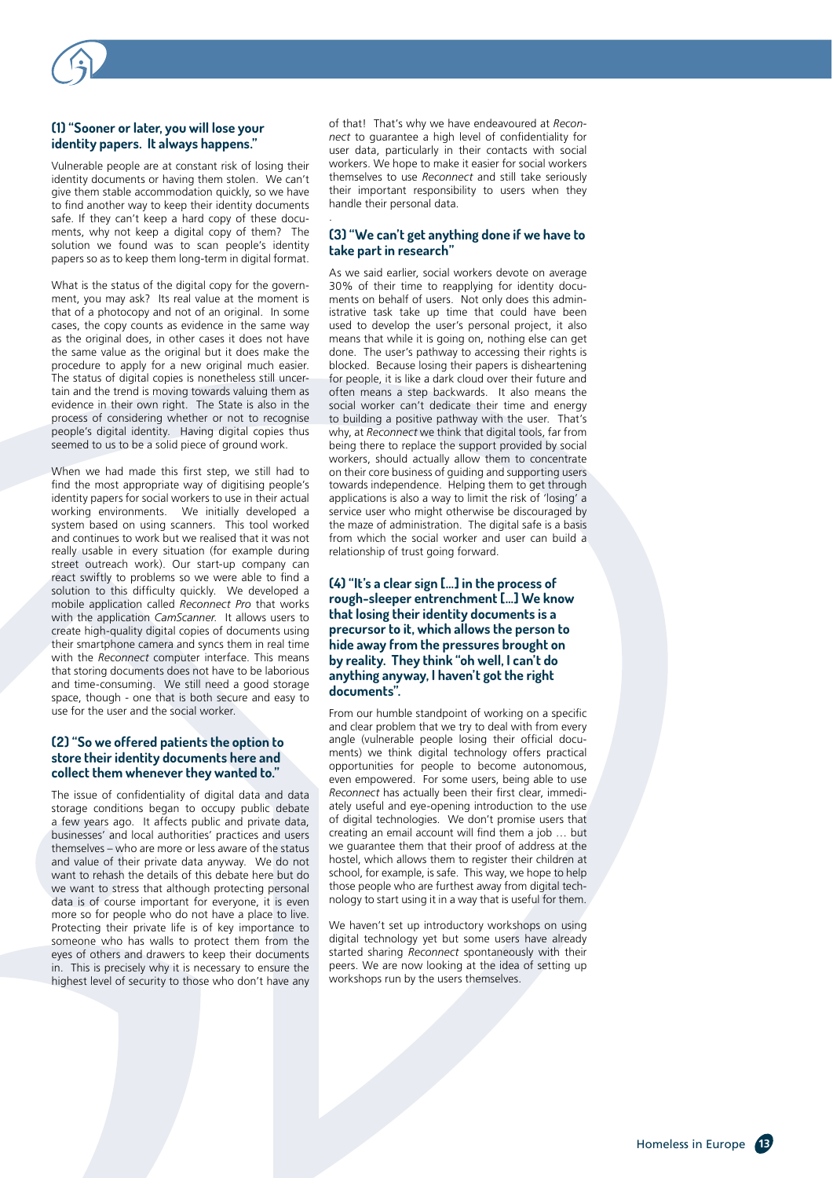### (1) "Sooner or later, you will lose your identity papers. It always happens."

Vulnerable people are at constant risk of losing their identity documents or having them stolen. We can't give them stable accommodation quickly, so we have to find another way to keep their identity documents safe. If they can't keep a hard copy of these documents, why not keep a digital copy of them? The solution we found was to scan people's identity papers so as to keep them long-term in digital format.

What is the status of the digital copy for the government, you may ask? Its real value at the moment is that of a photocopy and not of an original. In some cases, the copy counts as evidence in the same way as the original does, in other cases it does not have the same value as the original but it does make the procedure to apply for a new original much easier. The status of digital copies is nonetheless still uncertain and the trend is moving towards valuing them as evidence in their own right. The State is also in the process of considering whether or not to recognise people's digital identity. Having digital copies thus seemed to us to be a solid piece of ground work.

When we had made this first step, we still had to find the most appropriate way of digitising people's identity papers for social workers to use in their actual working environments. We initially developed a system based on using scanners. This tool worked and continues to work but we realised that it was not really usable in every situation (for example during street outreach work). Our start-up company can react swiftly to problems so we were able to find a solution to this difficulty quickly. We developed a mobile application called *Reconnect Pro* that works with the application *CamScanner*. It allows users to create high-quality digital copies of documents using their smartphone camera and syncs them in real time with the *Reconnect* computer interface. This means that storing documents does not have to be laborious and time-consuming. We still need a good storage space, though - one that is both secure and easy to use for the user and the social worker.

### (2) "So we offered patients the option to store their identity documents here and collect them whenever they wanted to."

The issue of confidentiality of digital data and data storage conditions began to occupy public debate a few years ago. It affects public and private data, businesses' and local authorities' practices and users themselves – who are more or less aware of the status and value of their private data anyway. We do not want to rehash the details of this debate here but do we want to stress that although protecting personal data is of course important for everyone, it is even more so for people who do not have a place to live. Protecting their private life is of key importance to someone who has walls to protect them from the eyes of others and drawers to keep their documents in. This is precisely why it is necessary to ensure the highest level of security to those who don't have any of that! That's why we have endeavoured at *Reconnect* to guarantee a high level of confidentiality for user data, particularly in their contacts with social workers. We hope to make it easier for social workers themselves to use *Reconnect* and still take seriously their important responsibility to users when they handle their personal data.

### (3) "We can't get anything done if we have to take part in research"

As we said earlier, social workers devote on average 30% of their time to reapplying for identity documents on behalf of users. Not only does this administrative task take up time that could have been used to develop the user's personal project, it also means that while it is going on, nothing else can get done. The user's pathway to accessing their rights is blocked. Because losing their papers is disheartening for people, it is like a dark cloud over their future and often means a step backwards. It also means the social worker can't dedicate their time and energy to building a positive pathway with the user. That's why, at *Reconnect* we think that digital tools, far from being there to replace the support provided by social workers, should actually allow them to concentrate on their core business of guiding and supporting users towards independence. Helping them to get through applications is also a way to limit the risk of 'losing' a service user who might otherwise be discouraged by the maze of administration. The digital safe is a basis from which the social worker and user can build a relationship of trust going forward.

### (4) "It's a clear sign [...] in the process of rough-sleeper entrenchment [...] We know that losing their identity documents is a precursor to it, which allows the person to hide away from the pressures brought on by reality. They think "oh well, I can't do anything anyway, I haven't got the right documents".

From our humble standpoint of working on a specific and clear problem that we try to deal with from every angle (vulnerable people losing their official documents) we think digital technology offers practical opportunities for people to become autonomous, even empowered. For some users, being able to use *Reconnect* has actually been their first clear, immediately useful and eye-opening introduction to the use of digital technologies. We don't promise users that creating an email account will find them a job … but we guarantee them that their proof of address at the hostel, which allows them to register their children at school, for example, is safe. This way, we hope to help those people who are furthest away from digital technology to start using it in a way that is useful for them.

We haven't set up introductory workshops on using digital technology yet but some users have already started sharing *Reconnect* spontaneously with their peers. We are now looking at the idea of setting up workshops run by the users themselves.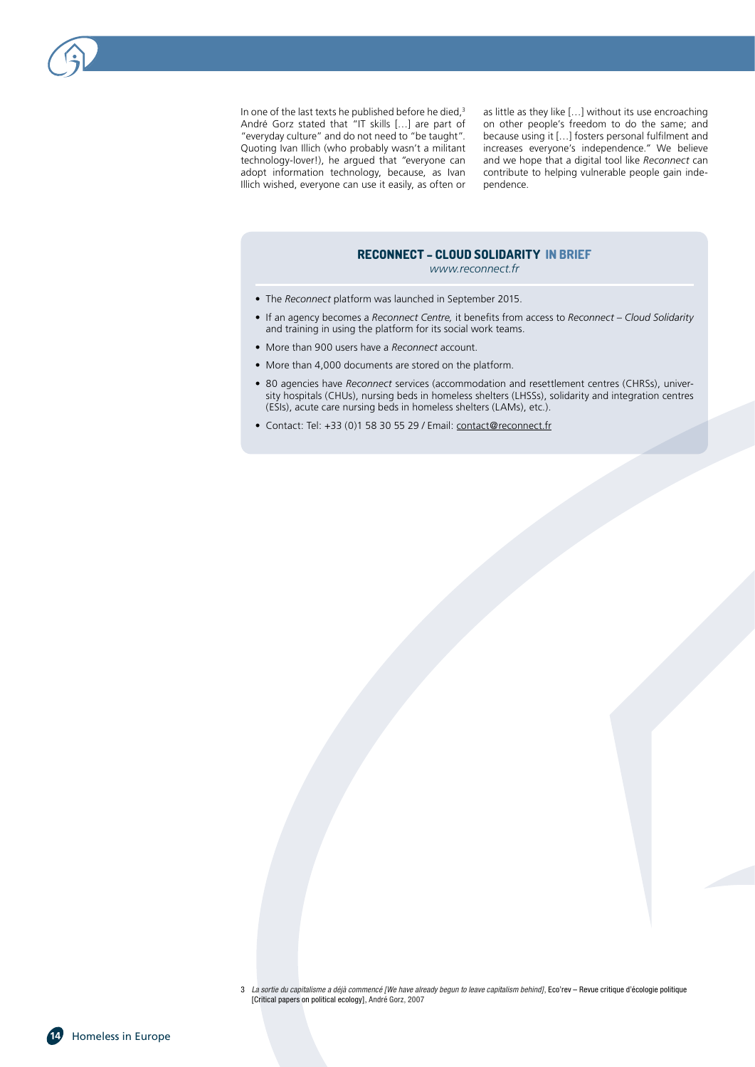In one of the last texts he published before he died,[3] André Gorz stated that "IT skills […] are part of "everyday culture" and do not need to "be taught". Quoting Ivan Illich (who probably wasn't a militant technology-lover!), he argued that "everyone can adopt information technology, because, as Ivan Illich wished, everyone can use it easily, as often or as little as they like […] without its use encroaching on other people's freedom to do the same; and because using it […] fosters personal fulfilment and increases everyone's independence." We believe and we hope that a digital tool like *Reconnect* can contribute to helping vulnerable people gain independence.

## RECONNECT – CLOUD SOLIDARITY IN BRIEF

*www.reconnect.fr*

- The *Reconnect* platform was launched in September 2015.
- If an agency becomes a *Reconnect Centre,* it benefits from access to *Reconnect – Cloud Solidarity* and training in using the platform for its social work teams.
- More than 900 users have a *Reconnect* account.
- More than 4,000 documents are stored on the platform.
- 80 agencies have *Reconnect* services (accommodation and resettlement centres (CHRSs), university hospitals (CHUs), nursing beds in homeless shelters (LHSSs), solidarity and integration centres (ESIs), acute care nursing beds in homeless shelters (LAMs), etc.).
- Contact: Tel: +33 (0)1 58 30 55 29 / Email: contact@reconnect.fr

---

3 *La sortie du capitalisme a déjà commencé [We have already begun to leave capitalism behind]*, Eco'rev – Revue critique d'écologie politique [Critical papers on political ecology], André Gorz, 2007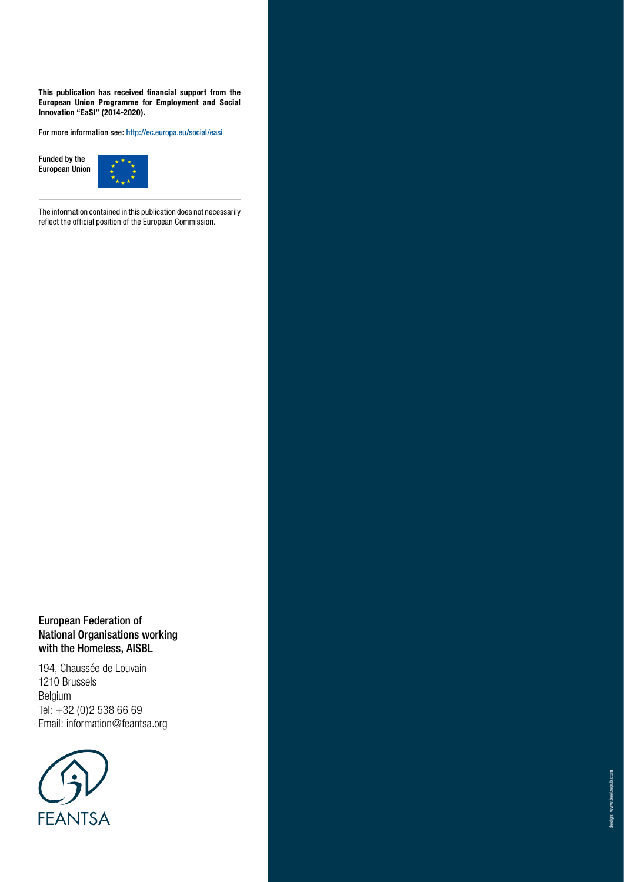**This publication has received financial support from the European Union Programme for Employment and Social Innovation "EaSI" (2014-2020).**

For more information see: http://ec.europa.eu/social/easi

Funded by the European Union

The information contained in this publication does not necessarily reflect the official position of the European Commission.

European Federation of National Organisations working with the Homeless, AISBL

194, Chaussée de Louvain
1210 Brussels
Belgium
Tel: +32 (0)2 538 66 69
Email: information@feantsa.org

FEANTSA

design: www.beelzepub.com